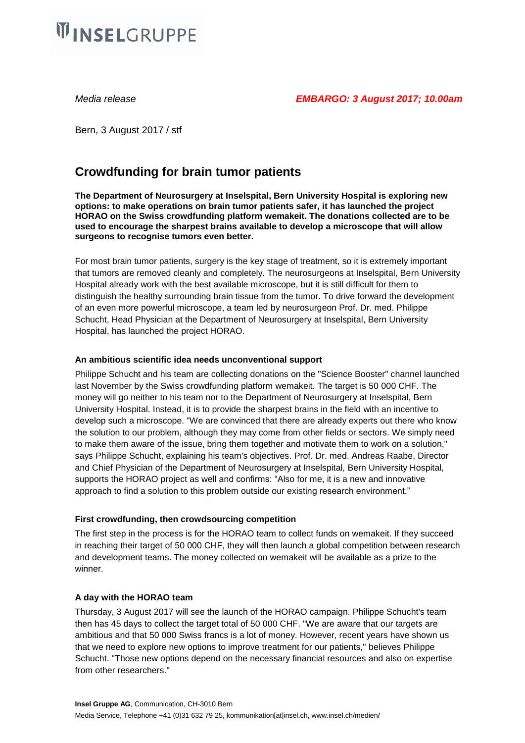INSELGRUPPE

*Media release* ***EMBARGO: 3 August 2017; 10.00am***

Bern, 3 August 2017 / stf

# Crowdfunding for brain tumor patients

**The Department of Neurosurgery at Inselspital, Bern University Hospital is exploring new options: to make operations on brain tumor patients safer, it has launched the project HORAO on the Swiss crowdfunding platform wemakeit. The donations collected are to be used to encourage the sharpest brains available to develop a microscope that will allow surgeons to recognise tumors even better.**

For most brain tumor patients, surgery is the key stage of treatment, so it is extremely important that tumors are removed cleanly and completely. The neurosurgeons at Inselspital, Bern University Hospital already work with the best available microscope, but it is still difficult for them to distinguish the healthy surrounding brain tissue from the tumor. To drive forward the development of an even more powerful microscope, a team led by neurosurgeon Prof. Dr. med. Philippe Schucht, Head Physician at the Department of Neurosurgery at Inselspital, Bern University Hospital, has launched the project HORAO.

### An ambitious scientific idea needs unconventional support

Philippe Schucht and his team are collecting donations on the "Science Booster" channel launched last November by the Swiss crowdfunding platform wemakeit. The target is 50 000 CHF. The money will go neither to his team nor to the Department of Neurosurgery at Inselspital, Bern University Hospital. Instead, it is to provide the sharpest brains in the field with an incentive to develop such a microscope. "We are convinced that there are already experts out there who know the solution to our problem, although they may come from other fields or sectors. We simply need to make them aware of the issue, bring them together and motivate them to work on a solution," says Philippe Schucht, explaining his team's objectives. Prof. Dr. med. Andreas Raabe, Director and Chief Physician of the Department of Neurosurgery at Inselspital, Bern University Hospital, supports the HORAO project as well and confirms: “Also for me, it is a new and innovative approach to find a solution to this problem outside our existing research environment.”

### First crowdfunding, then crowdsourcing competition

The first step in the process is for the HORAO team to collect funds on wemakeit. If they succeed in reaching their target of 50 000 CHF, they will then launch a global competition between research and development teams. The money collected on wemakeit will be available as a prize to the winner.

### A day with the HORAO team

Thursday, 3 August 2017 will see the launch of the HORAO campaign. Philippe Schucht's team then has 45 days to collect the target total of 50 000 CHF. "We are aware that our targets are ambitious and that 50 000 Swiss francs is a lot of money. However, recent years have shown us that we need to explore new options to improve treatment for our patients," believes Philippe Schucht. "Those new options depend on the necessary financial resources and also on expertise from other researchers."

**Insel Gruppe AG**, Communication, CH-3010 Bern
Media Service, Telephone +41 (0)31 632 79 25, kommunikation[at]insel.ch, www.insel.ch/medien/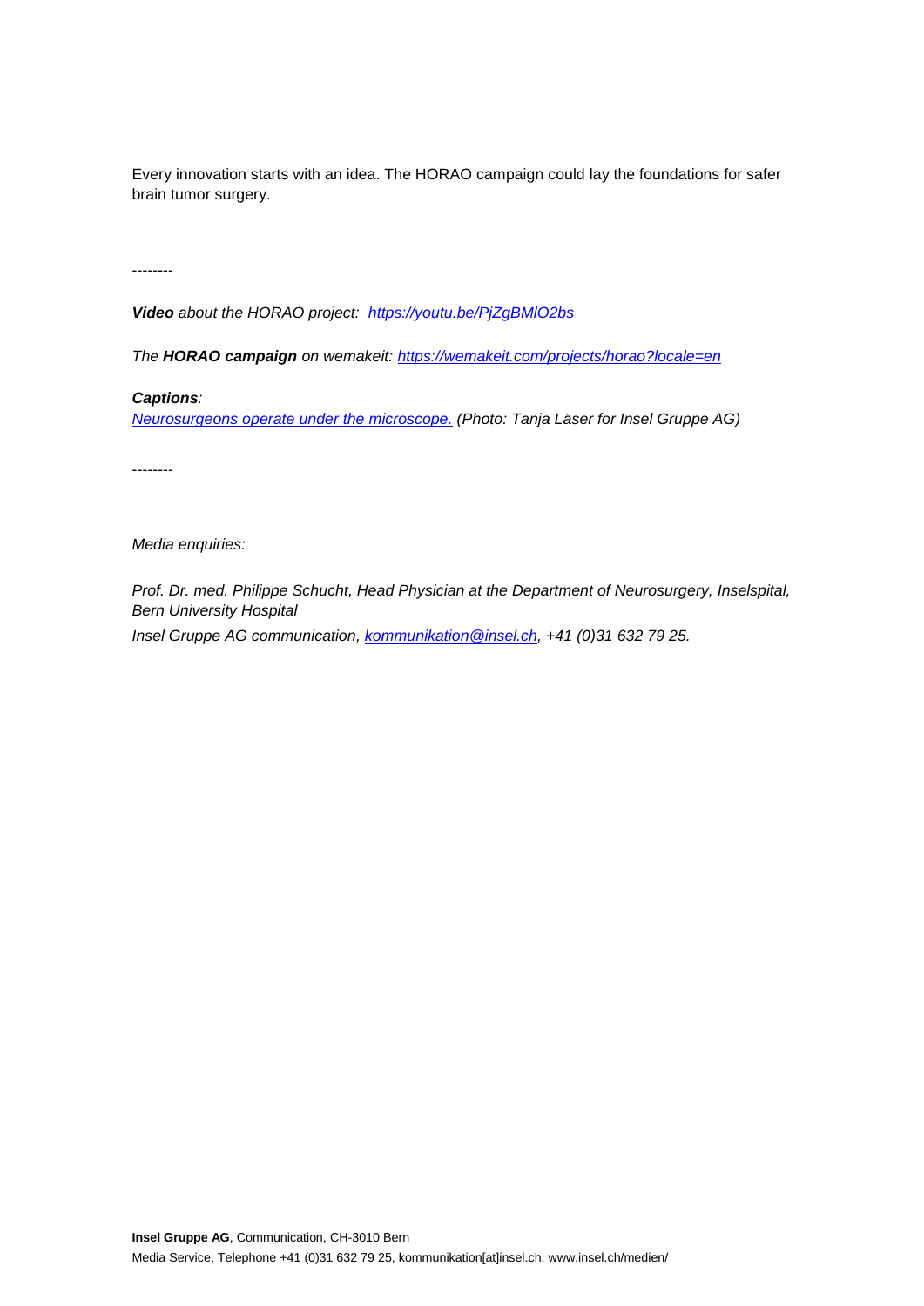Every innovation starts with an idea. The HORAO campaign could lay the foundations for safer brain tumor surgery.

--------

***Video*** *about the HORAO project:* *[https://youtu.be/PjZgBMlO2bs](https://youtu.be/PjZgBMlO2bs)*

*The* ***HORAO campaign*** *on wemakeit:* *[https://wemakeit.com/projects/horao?locale=en](https://wemakeit.com/projects/horao?locale=en)*

***Captions****:*
*Neurosurgeons operate under the microscope. (Photo: Tanja Läser for Insel Gruppe AG)*

--------

*Media enquiries:*

*Prof. Dr. med. Philippe Schucht, Head Physician at the Department of Neurosurgery, Inselspital, Bern University Hospital*

*Insel Gruppe AG communication, kommunikation@insel.ch, +41 (0)31 632 79 25.*

**Insel Gruppe AG**, Communication, CH-3010 Bern
Media Service, Telephone +41 (0)31 632 79 25, kommunikation[at]insel.ch, www.insel.ch/medien/